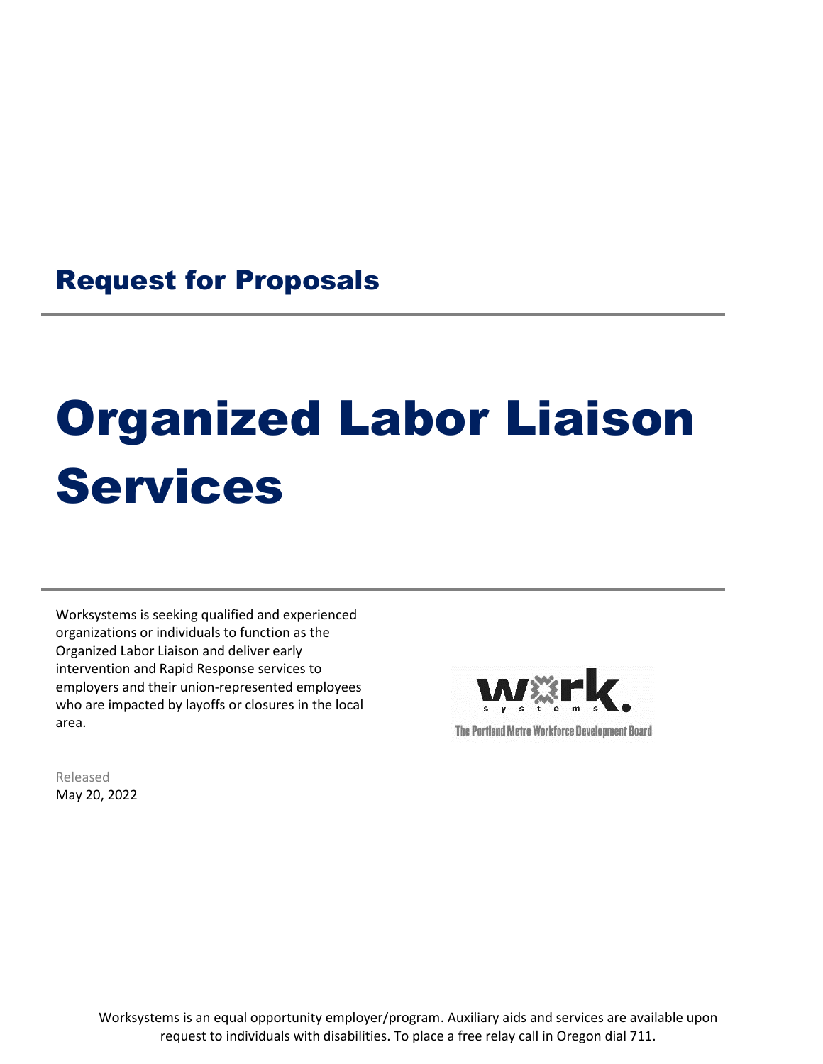## Request for Proposals

# Organized Labor Liaison Services

Worksystems is seeking qualified and experienced organizations or individuals to function as the Organized Labor Liaison and deliver early intervention and Rapid Response services to employers and their union-represented employees who are impacted by layoffs or closures in the local area.

The Portland Metro Workforce Development Board

Released
May 20, 2022

Worksystems is an equal opportunity employer/program. Auxiliary aids and services are available upon request to individuals with disabilities. To place a free relay call in Oregon dial 711.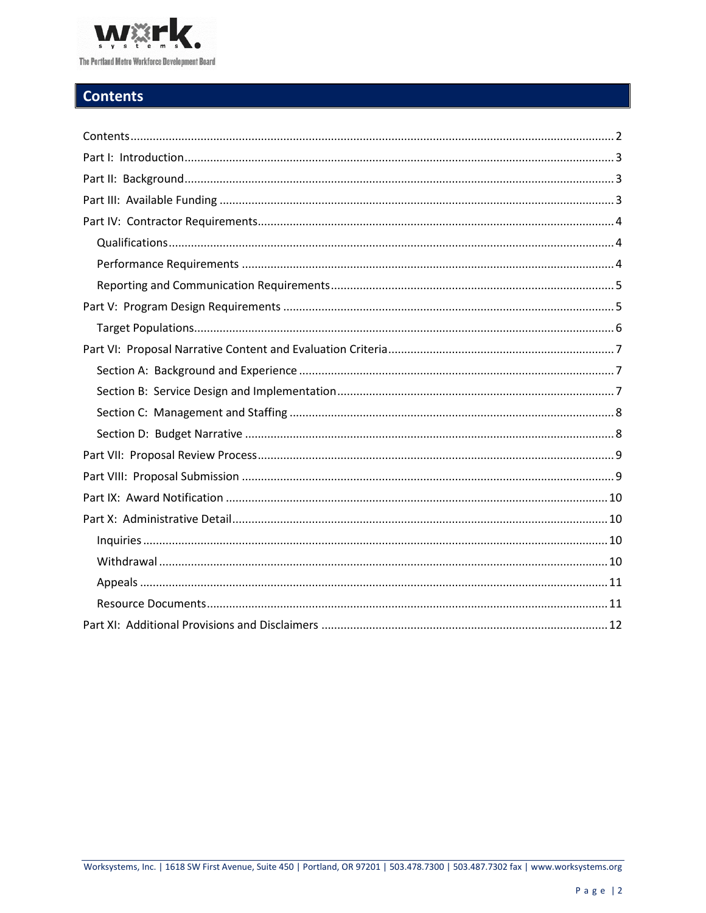## Contents

- Contents ..... 2
- Part I: Introduction ..... 3
- Part II: Background ..... 3
- Part III: Available Funding ..... 3
- Part IV: Contractor Requirements ..... 4
  - Qualifications ..... 4
  - Performance Requirements ..... 4
  - Reporting and Communication Requirements ..... 5
- Part V: Program Design Requirements ..... 5
  - Target Populations ..... 6
- Part VI: Proposal Narrative Content and Evaluation Criteria ..... 7
  - Section A: Background and Experience ..... 7
  - Section B: Service Design and Implementation ..... 7
  - Section C: Management and Staffing ..... 8
  - Section D: Budget Narrative ..... 8
- Part VII: Proposal Review Process ..... 9
- Part VIII: Proposal Submission ..... 9
- Part IX: Award Notification ..... 10
- Part X: Administrative Detail ..... 10
  - Inquiries ..... 10
  - Withdrawal ..... 10
  - Appeals ..... 11
  - Resource Documents ..... 11
- Part XI: Additional Provisions and Disclaimers ..... 12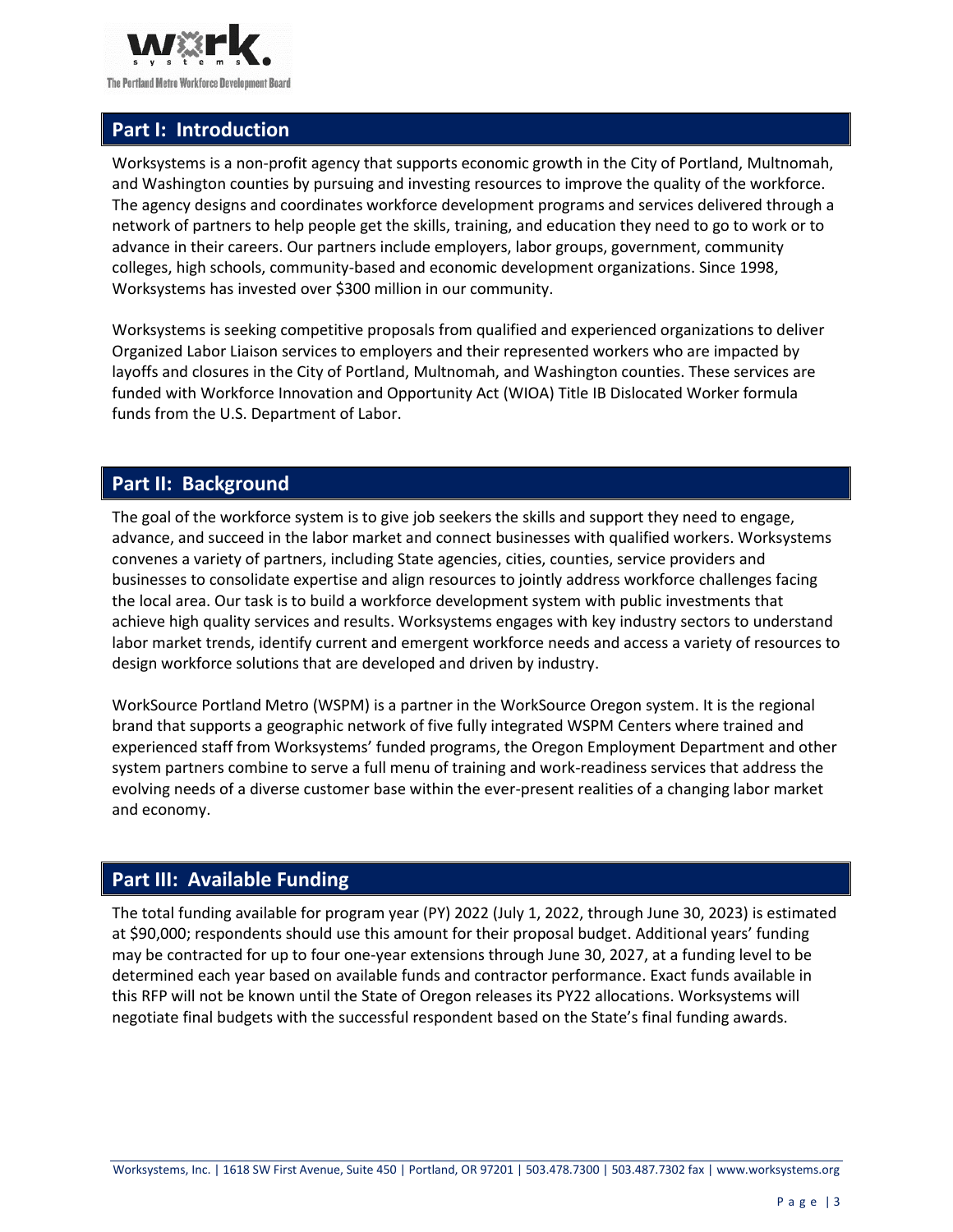## Part I: Introduction

Worksystems is a non-profit agency that supports economic growth in the City of Portland, Multnomah, and Washington counties by pursuing and investing resources to improve the quality of the workforce. The agency designs and coordinates workforce development programs and services delivered through a network of partners to help people get the skills, training, and education they need to go to work or to advance in their careers. Our partners include employers, labor groups, government, community colleges, high schools, community-based and economic development organizations. Since 1998, Worksystems has invested over $300 million in our community.

Worksystems is seeking competitive proposals from qualified and experienced organizations to deliver Organized Labor Liaison services to employers and their represented workers who are impacted by layoffs and closures in the City of Portland, Multnomah, and Washington counties. These services are funded with Workforce Innovation and Opportunity Act (WIOA) Title IB Dislocated Worker formula funds from the U.S. Department of Labor.

## Part II: Background

The goal of the workforce system is to give job seekers the skills and support they need to engage, advance, and succeed in the labor market and connect businesses with qualified workers. Worksystems convenes a variety of partners, including State agencies, cities, counties, service providers and businesses to consolidate expertise and align resources to jointly address workforce challenges facing the local area. Our task is to build a workforce development system with public investments that achieve high quality services and results. Worksystems engages with key industry sectors to understand labor market trends, identify current and emergent workforce needs and access a variety of resources to design workforce solutions that are developed and driven by industry.

WorkSource Portland Metro (WSPM) is a partner in the WorkSource Oregon system. It is the regional brand that supports a geographic network of five fully integrated WSPM Centers where trained and experienced staff from Worksystems' funded programs, the Oregon Employment Department and other system partners combine to serve a full menu of training and work-readiness services that address the evolving needs of a diverse customer base within the ever-present realities of a changing labor market and economy.

## Part III: Available Funding

The total funding available for program year (PY) 2022 (July 1, 2022, through June 30, 2023) is estimated at $90,000; respondents should use this amount for their proposal budget. Additional years' funding may be contracted for up to four one-year extensions through June 30, 2027, at a funding level to be determined each year based on available funds and contractor performance. Exact funds available in this RFP will not be known until the State of Oregon releases its PY22 allocations. Worksystems will negotiate final budgets with the successful respondent based on the State's final funding awards.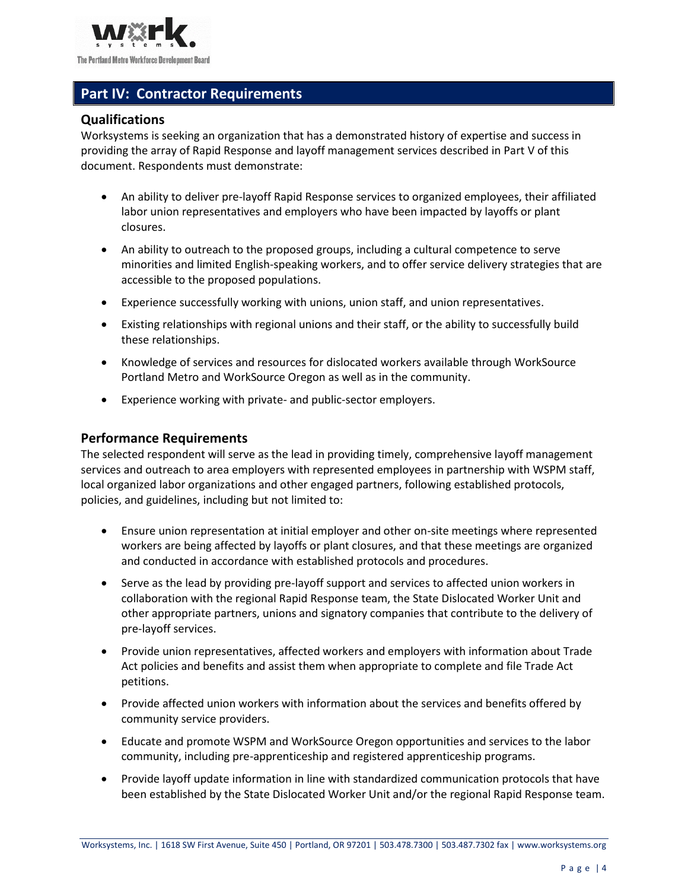## Part IV: Contractor Requirements

### Qualifications

Worksystems is seeking an organization that has a demonstrated history of expertise and success in providing the array of Rapid Response and layoff management services described in Part V of this document. Respondents must demonstrate:

- An ability to deliver pre-layoff Rapid Response services to organized employees, their affiliated labor union representatives and employers who have been impacted by layoffs or plant closures.
- An ability to outreach to the proposed groups, including a cultural competence to serve minorities and limited English-speaking workers, and to offer service delivery strategies that are accessible to the proposed populations.
- Experience successfully working with unions, union staff, and union representatives.
- Existing relationships with regional unions and their staff, or the ability to successfully build these relationships.
- Knowledge of services and resources for dislocated workers available through WorkSource Portland Metro and WorkSource Oregon as well as in the community.
- Experience working with private- and public-sector employers.

### Performance Requirements

The selected respondent will serve as the lead in providing timely, comprehensive layoff management services and outreach to area employers with represented employees in partnership with WSPM staff, local organized labor organizations and other engaged partners, following established protocols, policies, and guidelines, including but not limited to:

- Ensure union representation at initial employer and other on-site meetings where represented workers are being affected by layoffs or plant closures, and that these meetings are organized and conducted in accordance with established protocols and procedures.
- Serve as the lead by providing pre-layoff support and services to affected union workers in collaboration with the regional Rapid Response team, the State Dislocated Worker Unit and other appropriate partners, unions and signatory companies that contribute to the delivery of pre-layoff services.
- Provide union representatives, affected workers and employers with information about Trade Act policies and benefits and assist them when appropriate to complete and file Trade Act petitions.
- Provide affected union workers with information about the services and benefits offered by community service providers.
- Educate and promote WSPM and WorkSource Oregon opportunities and services to the labor community, including pre-apprenticeship and registered apprenticeship programs.
- Provide layoff update information in line with standardized communication protocols that have been established by the State Dislocated Worker Unit and/or the regional Rapid Response team.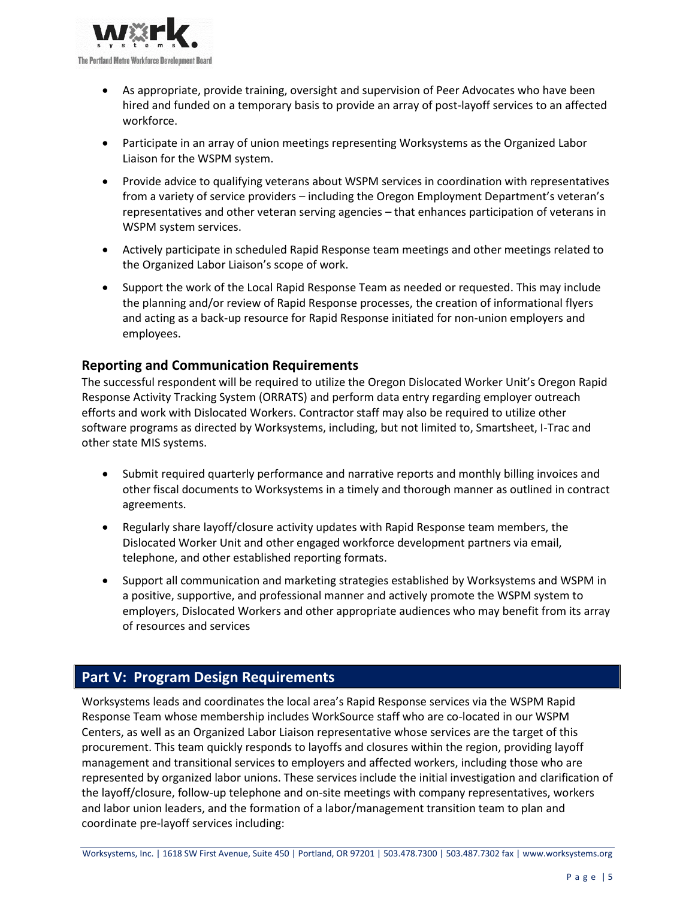- As appropriate, provide training, oversight and supervision of Peer Advocates who have been hired and funded on a temporary basis to provide an array of post-layoff services to an affected workforce.
- Participate in an array of union meetings representing Worksystems as the Organized Labor Liaison for the WSPM system.
- Provide advice to qualifying veterans about WSPM services in coordination with representatives from a variety of service providers – including the Oregon Employment Department's veteran's representatives and other veteran serving agencies – that enhances participation of veterans in WSPM system services.
- Actively participate in scheduled Rapid Response team meetings and other meetings related to the Organized Labor Liaison's scope of work.
- Support the work of the Local Rapid Response Team as needed or requested. This may include the planning and/or review of Rapid Response processes, the creation of informational flyers and acting as a back-up resource for Rapid Response initiated for non-union employers and employees.

### Reporting and Communication Requirements

The successful respondent will be required to utilize the Oregon Dislocated Worker Unit's Oregon Rapid Response Activity Tracking System (ORRATS) and perform data entry regarding employer outreach efforts and work with Dislocated Workers. Contractor staff may also be required to utilize other software programs as directed by Worksystems, including, but not limited to, Smartsheet, I-Trac and other state MIS systems.

- Submit required quarterly performance and narrative reports and monthly billing invoices and other fiscal documents to Worksystems in a timely and thorough manner as outlined in contract agreements.
- Regularly share layoff/closure activity updates with Rapid Response team members, the Dislocated Worker Unit and other engaged workforce development partners via email, telephone, and other established reporting formats.
- Support all communication and marketing strategies established by Worksystems and WSPM in a positive, supportive, and professional manner and actively promote the WSPM system to employers, Dislocated Workers and other appropriate audiences who may benefit from its array of resources and services

## Part V: Program Design Requirements

Worksystems leads and coordinates the local area's Rapid Response services via the WSPM Rapid Response Team whose membership includes WorkSource staff who are co-located in our WSPM Centers, as well as an Organized Labor Liaison representative whose services are the target of this procurement. This team quickly responds to layoffs and closures within the region, providing layoff management and transitional services to employers and affected workers, including those who are represented by organized labor unions. These services include the initial investigation and clarification of the layoff/closure, follow-up telephone and on-site meetings with company representatives, workers and labor union leaders, and the formation of a labor/management transition team to plan and coordinate pre-layoff services including: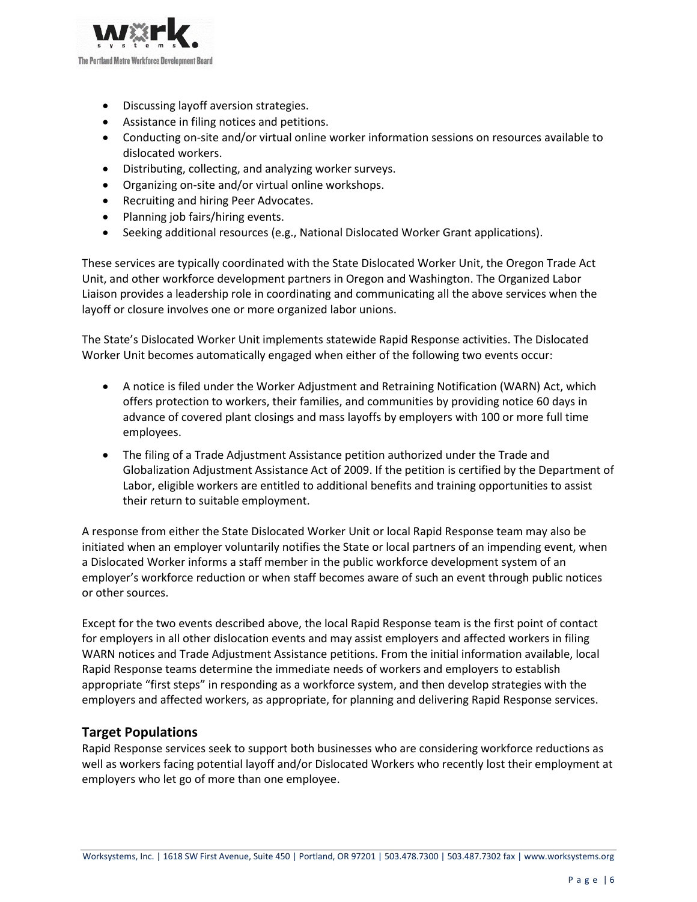- Discussing layoff aversion strategies.
- Assistance in filing notices and petitions.
- Conducting on-site and/or virtual online worker information sessions on resources available to dislocated workers.
- Distributing, collecting, and analyzing worker surveys.
- Organizing on-site and/or virtual online workshops.
- Recruiting and hiring Peer Advocates.
- Planning job fairs/hiring events.
- Seeking additional resources (e.g., National Dislocated Worker Grant applications).

These services are typically coordinated with the State Dislocated Worker Unit, the Oregon Trade Act Unit, and other workforce development partners in Oregon and Washington. The Organized Labor Liaison provides a leadership role in coordinating and communicating all the above services when the layoff or closure involves one or more organized labor unions.

The State's Dislocated Worker Unit implements statewide Rapid Response activities. The Dislocated Worker Unit becomes automatically engaged when either of the following two events occur:

- A notice is filed under the Worker Adjustment and Retraining Notification (WARN) Act, which offers protection to workers, their families, and communities by providing notice 60 days in advance of covered plant closings and mass layoffs by employers with 100 or more full time employees.
- The filing of a Trade Adjustment Assistance petition authorized under the Trade and Globalization Adjustment Assistance Act of 2009. If the petition is certified by the Department of Labor, eligible workers are entitled to additional benefits and training opportunities to assist their return to suitable employment.

A response from either the State Dislocated Worker Unit or local Rapid Response team may also be initiated when an employer voluntarily notifies the State or local partners of an impending event, when a Dislocated Worker informs a staff member in the public workforce development system of an employer's workforce reduction or when staff becomes aware of such an event through public notices or other sources.

Except for the two events described above, the local Rapid Response team is the first point of contact for employers in all other dislocation events and may assist employers and affected workers in filing WARN notices and Trade Adjustment Assistance petitions. From the initial information available, local Rapid Response teams determine the immediate needs of workers and employers to establish appropriate "first steps" in responding as a workforce system, and then develop strategies with the employers and affected workers, as appropriate, for planning and delivering Rapid Response services.

## Target Populations

Rapid Response services seek to support both businesses who are considering workforce reductions as well as workers facing potential layoff and/or Dislocated Workers who recently lost their employment at employers who let go of more than one employee.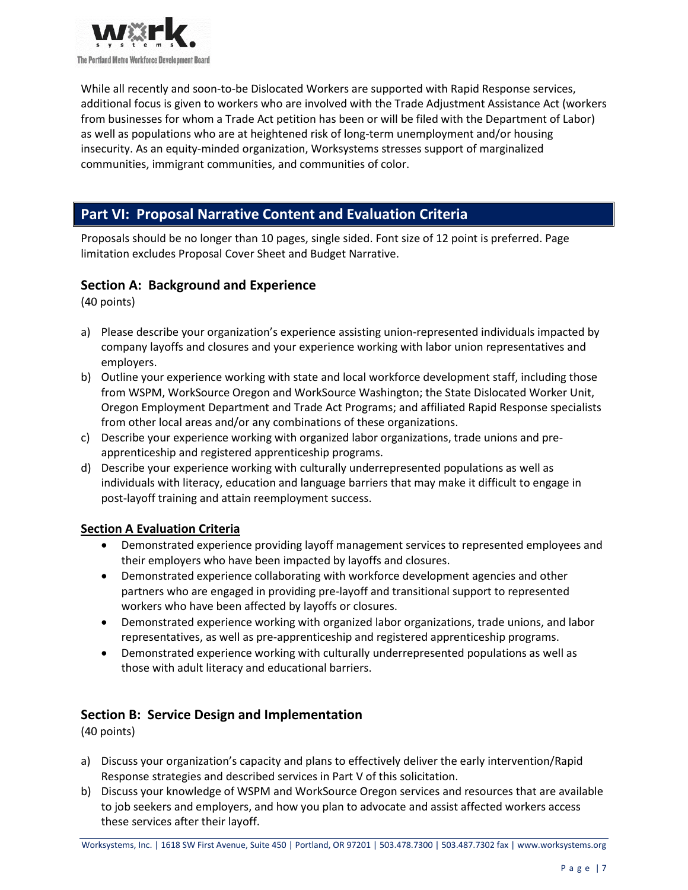While all recently and soon-to-be Dislocated Workers are supported with Rapid Response services, additional focus is given to workers who are involved with the Trade Adjustment Assistance Act (workers from businesses for whom a Trade Act petition has been or will be filed with the Department of Labor) as well as populations who are at heightened risk of long-term unemployment and/or housing insecurity. As an equity-minded organization, Worksystems stresses support of marginalized communities, immigrant communities, and communities of color.

## Part VI: Proposal Narrative Content and Evaluation Criteria

Proposals should be no longer than 10 pages, single sided. Font size of 12 point is preferred. Page limitation excludes Proposal Cover Sheet and Budget Narrative.

### Section A: Background and Experience

(40 points)

a) Please describe your organization's experience assisting union-represented individuals impacted by company layoffs and closures and your experience working with labor union representatives and employers.
b) Outline your experience working with state and local workforce development staff, including those from WSPM, WorkSource Oregon and WorkSource Washington; the State Dislocated Worker Unit, Oregon Employment Department and Trade Act Programs; and affiliated Rapid Response specialists from other local areas and/or any combinations of these organizations.
c) Describe your experience working with organized labor organizations, trade unions and pre-apprenticeship and registered apprenticeship programs.
d) Describe your experience working with culturally underrepresented populations as well as individuals with literacy, education and language barriers that may make it difficult to engage in post-layoff training and attain reemployment success.

**Section A Evaluation Criteria**

- Demonstrated experience providing layoff management services to represented employees and their employers who have been impacted by layoffs and closures.
- Demonstrated experience collaborating with workforce development agencies and other partners who are engaged in providing pre-layoff and transitional support to represented workers who have been affected by layoffs or closures.
- Demonstrated experience working with organized labor organizations, trade unions, and labor representatives, as well as pre-apprenticeship and registered apprenticeship programs.
- Demonstrated experience working with culturally underrepresented populations as well as those with adult literacy and educational barriers.

### Section B: Service Design and Implementation

(40 points)

a) Discuss your organization's capacity and plans to effectively deliver the early intervention/Rapid Response strategies and described services in Part V of this solicitation.
b) Discuss your knowledge of WSPM and WorkSource Oregon services and resources that are available to job seekers and employers, and how you plan to advocate and assist affected workers access these services after their layoff.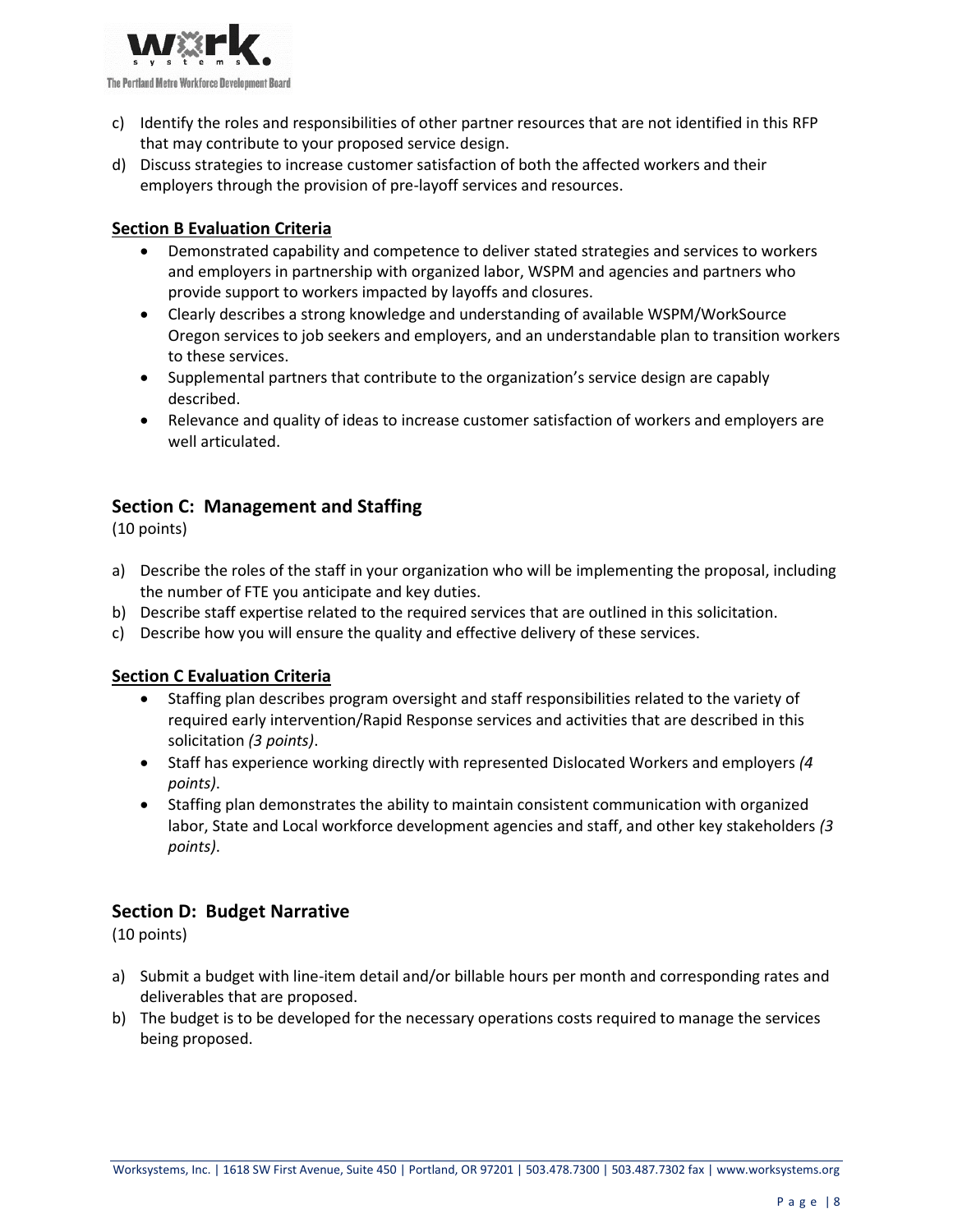c) Identify the roles and responsibilities of other partner resources that are not identified in this RFP that may contribute to your proposed service design.
d) Discuss strategies to increase customer satisfaction of both the affected workers and their employers through the provision of pre-layoff services and resources.

**Section B Evaluation Criteria**

- Demonstrated capability and competence to deliver stated strategies and services to workers and employers in partnership with organized labor, WSPM and agencies and partners who provide support to workers impacted by layoffs and closures.
- Clearly describes a strong knowledge and understanding of available WSPM/WorkSource Oregon services to job seekers and employers, and an understandable plan to transition workers to these services.
- Supplemental partners that contribute to the organization's service design are capably described.
- Relevance and quality of ideas to increase customer satisfaction of workers and employers are well articulated.

## Section C: Management and Staffing

(10 points)

a) Describe the roles of the staff in your organization who will be implementing the proposal, including the number of FTE you anticipate and key duties.
b) Describe staff expertise related to the required services that are outlined in this solicitation.
c) Describe how you will ensure the quality and effective delivery of these services.

**Section C Evaluation Criteria**

- Staffing plan describes program oversight and staff responsibilities related to the variety of required early intervention/Rapid Response services and activities that are described in this solicitation *(3 points)*.
- Staff has experience working directly with represented Dislocated Workers and employers *(4 points)*.
- Staffing plan demonstrates the ability to maintain consistent communication with organized labor, State and Local workforce development agencies and staff, and other key stakeholders *(3 points)*.

## Section D: Budget Narrative

(10 points)

a) Submit a budget with line-item detail and/or billable hours per month and corresponding rates and deliverables that are proposed.
b) The budget is to be developed for the necessary operations costs required to manage the services being proposed.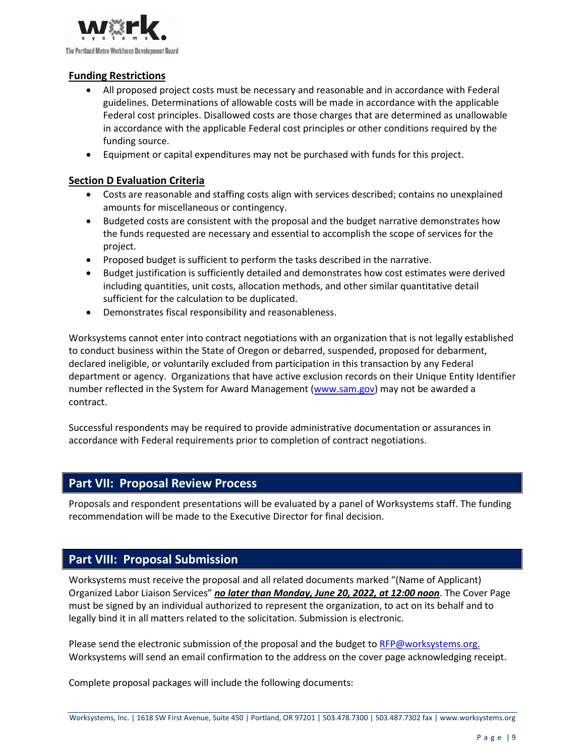## Funding Restrictions

- All proposed project costs must be necessary and reasonable and in accordance with Federal guidelines. Determinations of allowable costs will be made in accordance with the applicable Federal cost principles. Disallowed costs are those charges that are determined as unallowable in accordance with the applicable Federal cost principles or other conditions required by the funding source.
- Equipment or capital expenditures may not be purchased with funds for this project.

## Section D Evaluation Criteria

- Costs are reasonable and staffing costs align with services described; contains no unexplained amounts for miscellaneous or contingency.
- Budgeted costs are consistent with the proposal and the budget narrative demonstrates how the funds requested are necessary and essential to accomplish the scope of services for the project.
- Proposed budget is sufficient to perform the tasks described in the narrative.
- Budget justification is sufficiently detailed and demonstrates how cost estimates were derived including quantities, unit costs, allocation methods, and other similar quantitative detail sufficient for the calculation to be duplicated.
- Demonstrates fiscal responsibility and reasonableness.

Worksystems cannot enter into contract negotiations with an organization that is not legally established to conduct business within the State of Oregon or debarred, suspended, proposed for debarment, declared ineligible, or voluntarily excluded from participation in this transaction by any Federal department or agency. Organizations that have active exclusion records on their Unique Entity Identifier number reflected in the System for Award Management (www.sam.gov) may not be awarded a contract.

Successful respondents may be required to provide administrative documentation or assurances in accordance with Federal requirements prior to completion of contract negotiations.

# Part VII: Proposal Review Process

Proposals and respondent presentations will be evaluated by a panel of Worksystems staff. The funding recommendation will be made to the Executive Director for final decision.

# Part VIII: Proposal Submission

Worksystems must receive the proposal and all related documents marked "(Name of Applicant) Organized Labor Liaison Services" ***no later than Monday, June 20, 2022, at 12:00 noon***. The Cover Page must be signed by an individual authorized to represent the organization, to act on its behalf and to legally bind it in all matters related to the solicitation. Submission is electronic.

Please send the electronic submission of the proposal and the budget to RFP@worksystems.org. Worksystems will send an email confirmation to the address on the cover page acknowledging receipt.

Complete proposal packages will include the following documents: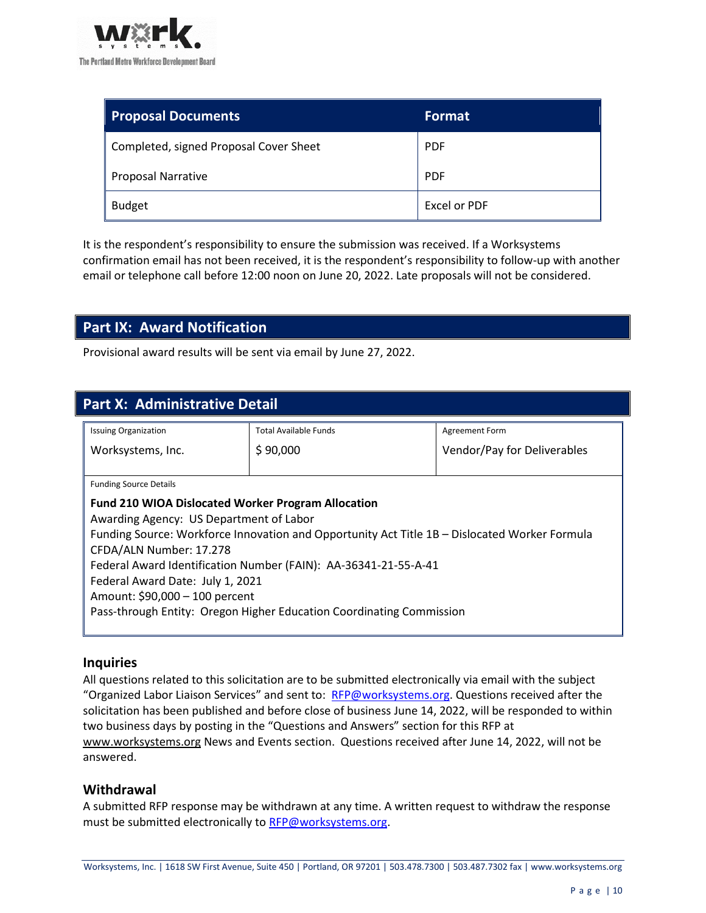| Proposal Documents | Format |
| --- | --- |
| Completed, signed Proposal Cover Sheet<br>Proposal Narrative | PDF<br>PDF |
| Budget | Excel or PDF |

It is the respondent's responsibility to ensure the submission was received. If a Worksystems confirmation email has not been received, it is the respondent's responsibility to follow-up with another email or telephone call before 12:00 noon on June 20, 2022. Late proposals will not be considered.

## Part IX: Award Notification

Provisional award results will be sent via email by June 27, 2022.

## Part X: Administrative Detail

| Issuing Organization | Total Available Funds | Agreement Form |
| --- | --- | --- |
| Worksystems, Inc. | $ 90,000 | Vendor/Pay for Deliverables |

Funding Source Details

**Fund 210 WIOA Dislocated Worker Program Allocation**
Awarding Agency: US Department of Labor
Funding Source: Workforce Innovation and Opportunity Act Title 1B – Dislocated Worker Formula
CFDA/ALN Number: 17.278
Federal Award Identification Number (FAIN): AA-36341-21-55-A-41
Federal Award Date: July 1, 2021
Amount: $90,000 – 100 percent
Pass-through Entity: Oregon Higher Education Coordinating Commission

### Inquiries

All questions related to this solicitation are to be submitted electronically via email with the subject "Organized Labor Liaison Services" and sent to: RFP@worksystems.org. Questions received after the solicitation has been published and before close of business June 14, 2022, will be responded to within two business days by posting in the "Questions and Answers" section for this RFP at www.worksystems.org News and Events section. Questions received after June 14, 2022, will not be answered.

### Withdrawal

A submitted RFP response may be withdrawn at any time. A written request to withdraw the response must be submitted electronically to RFP@worksystems.org.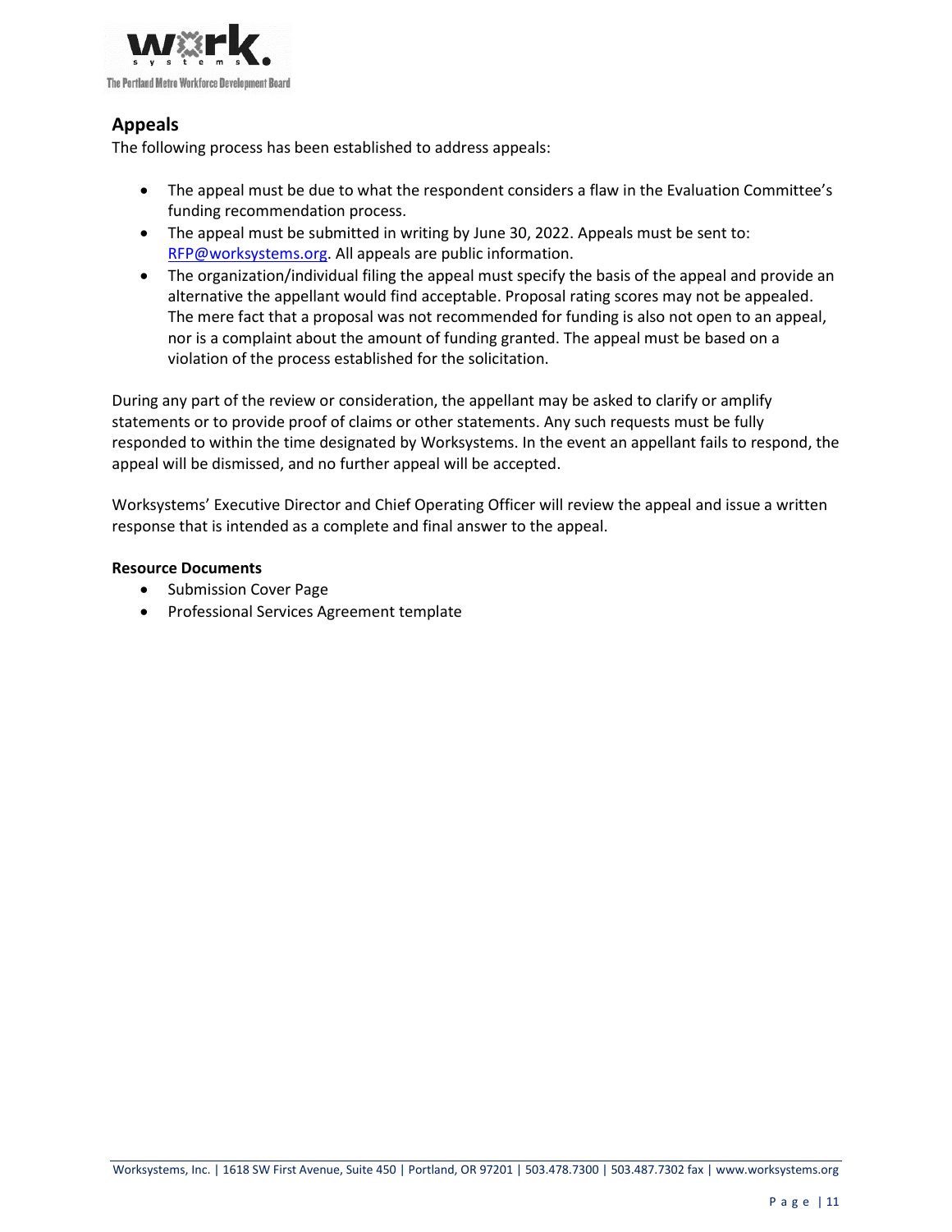## Appeals

The following process has been established to address appeals:

- The appeal must be due to what the respondent considers a flaw in the Evaluation Committee's funding recommendation process.
- The appeal must be submitted in writing by June 30, 2022. Appeals must be sent to: RFP@worksystems.org. All appeals are public information.
- The organization/individual filing the appeal must specify the basis of the appeal and provide an alternative the appellant would find acceptable. Proposal rating scores may not be appealed. The mere fact that a proposal was not recommended for funding is also not open to an appeal, nor is a complaint about the amount of funding granted. The appeal must be based on a violation of the process established for the solicitation.

During any part of the review or consideration, the appellant may be asked to clarify or amplify statements or to provide proof of claims or other statements. Any such requests must be fully responded to within the time designated by Worksystems. In the event an appellant fails to respond, the appeal will be dismissed, and no further appeal will be accepted.

Worksystems' Executive Director and Chief Operating Officer will review the appeal and issue a written response that is intended as a complete and final answer to the appeal.

**Resource Documents**

- Submission Cover Page
- Professional Services Agreement template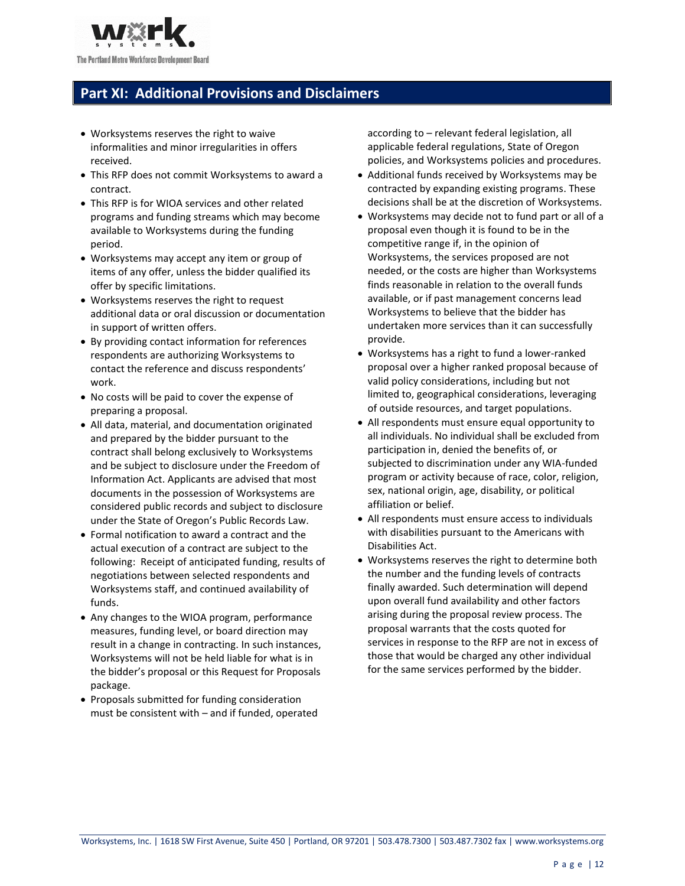## Part XI: Additional Provisions and Disclaimers

- Worksystems reserves the right to waive informalities and minor irregularities in offers received.
- This RFP does not commit Worksystems to award a contract.
- This RFP is for WIOA services and other related programs and funding streams which may become available to Worksystems during the funding period.
- Worksystems may accept any item or group of items of any offer, unless the bidder qualified its offer by specific limitations.
- Worksystems reserves the right to request additional data or oral discussion or documentation in support of written offers.
- By providing contact information for references respondents are authorizing Worksystems to contact the reference and discuss respondents' work.
- No costs will be paid to cover the expense of preparing a proposal.
- All data, material, and documentation originated and prepared by the bidder pursuant to the contract shall belong exclusively to Worksystems and be subject to disclosure under the Freedom of Information Act. Applicants are advised that most documents in the possession of Worksystems are considered public records and subject to disclosure under the State of Oregon's Public Records Law.
- Formal notification to award a contract and the actual execution of a contract are subject to the following: Receipt of anticipated funding, results of negotiations between selected respondents and Worksystems staff, and continued availability of funds.
- Any changes to the WIOA program, performance measures, funding level, or board direction may result in a change in contracting. In such instances, Worksystems will not be held liable for what is in the bidder's proposal or this Request for Proposals package.
- Proposals submitted for funding consideration must be consistent with – and if funded, operated according to – relevant federal legislation, all applicable federal regulations, State of Oregon policies, and Worksystems policies and procedures.
- Additional funds received by Worksystems may be contracted by expanding existing programs. These decisions shall be at the discretion of Worksystems.
- Worksystems may decide not to fund part or all of a proposal even though it is found to be in the competitive range if, in the opinion of Worksystems, the services proposed are not needed, or the costs are higher than Worksystems finds reasonable in relation to the overall funds available, or if past management concerns lead Worksystems to believe that the bidder has undertaken more services than it can successfully provide.
- Worksystems has a right to fund a lower-ranked proposal over a higher ranked proposal because of valid policy considerations, including but not limited to, geographical considerations, leveraging of outside resources, and target populations.
- All respondents must ensure equal opportunity to all individuals. No individual shall be excluded from participation in, denied the benefits of, or subjected to discrimination under any WIA-funded program or activity because of race, color, religion, sex, national origin, age, disability, or political affiliation or belief.
- All respondents must ensure access to individuals with disabilities pursuant to the Americans with Disabilities Act.
- Worksystems reserves the right to determine both the number and the funding levels of contracts finally awarded. Such determination will depend upon overall fund availability and other factors arising during the proposal review process. The proposal warrants that the costs quoted for services in response to the RFP are not in excess of those that would be charged any other individual for the same services performed by the bidder.